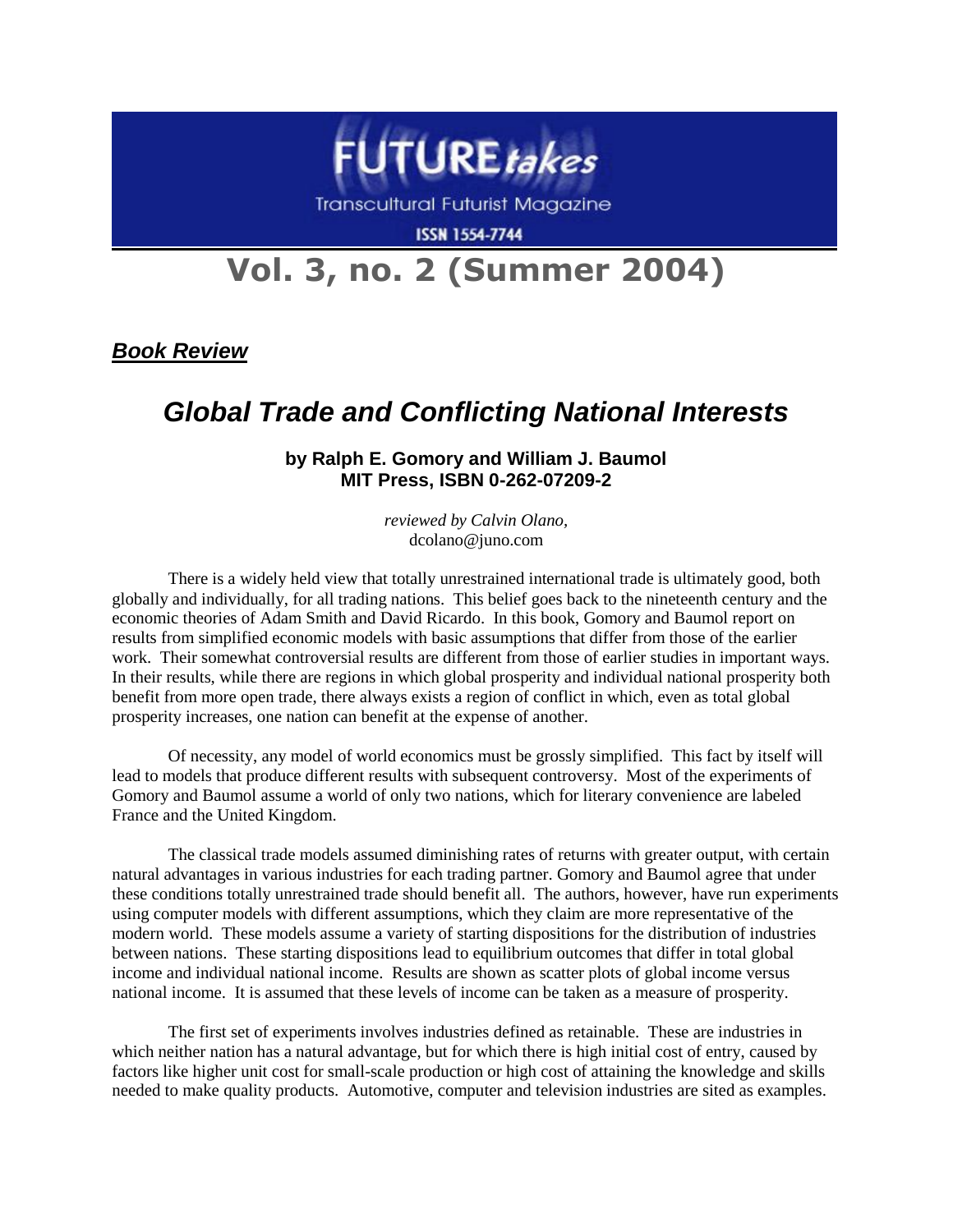# FUTURE*takes*

Transcultural Futurist Magazine

ISSN 1554-7744

# Vol. 3, no. 2 (Summer 2004)

***Book Review***

## *Global Trade and Conflicting National Interests*

**by Ralph E. Gomory and William J. Baumol**
**MIT Press, ISBN 0-262-07209-2**

*reviewed by Calvin Olano,*
dcolano@juno.com

There is a widely held view that totally unrestrained international trade is ultimately good, both globally and individually, for all trading nations. This belief goes back to the nineteenth century and the economic theories of Adam Smith and David Ricardo. In this book, Gomory and Baumol report on results from simplified economic models with basic assumptions that differ from those of the earlier work. Their somewhat controversial results are different from those of earlier studies in important ways. In their results, while there are regions in which global prosperity and individual national prosperity both benefit from more open trade, there always exists a region of conflict in which, even as total global prosperity increases, one nation can benefit at the expense of another.

Of necessity, any model of world economics must be grossly simplified. This fact by itself will lead to models that produce different results with subsequent controversy. Most of the experiments of Gomory and Baumol assume a world of only two nations, which for literary convenience are labeled France and the United Kingdom.

The classical trade models assumed diminishing rates of returns with greater output, with certain natural advantages in various industries for each trading partner. Gomory and Baumol agree that under these conditions totally unrestrained trade should benefit all. The authors, however, have run experiments using computer models with different assumptions, which they claim are more representative of the modern world. These models assume a variety of starting dispositions for the distribution of industries between nations. These starting dispositions lead to equilibrium outcomes that differ in total global income and individual national income. Results are shown as scatter plots of global income versus national income. It is assumed that these levels of income can be taken as a measure of prosperity.

The first set of experiments involves industries defined as retainable. These are industries in which neither nation has a natural advantage, but for which there is high initial cost of entry, caused by factors like higher unit cost for small-scale production or high cost of attaining the knowledge and skills needed to make quality products. Automotive, computer and television industries are sited as examples.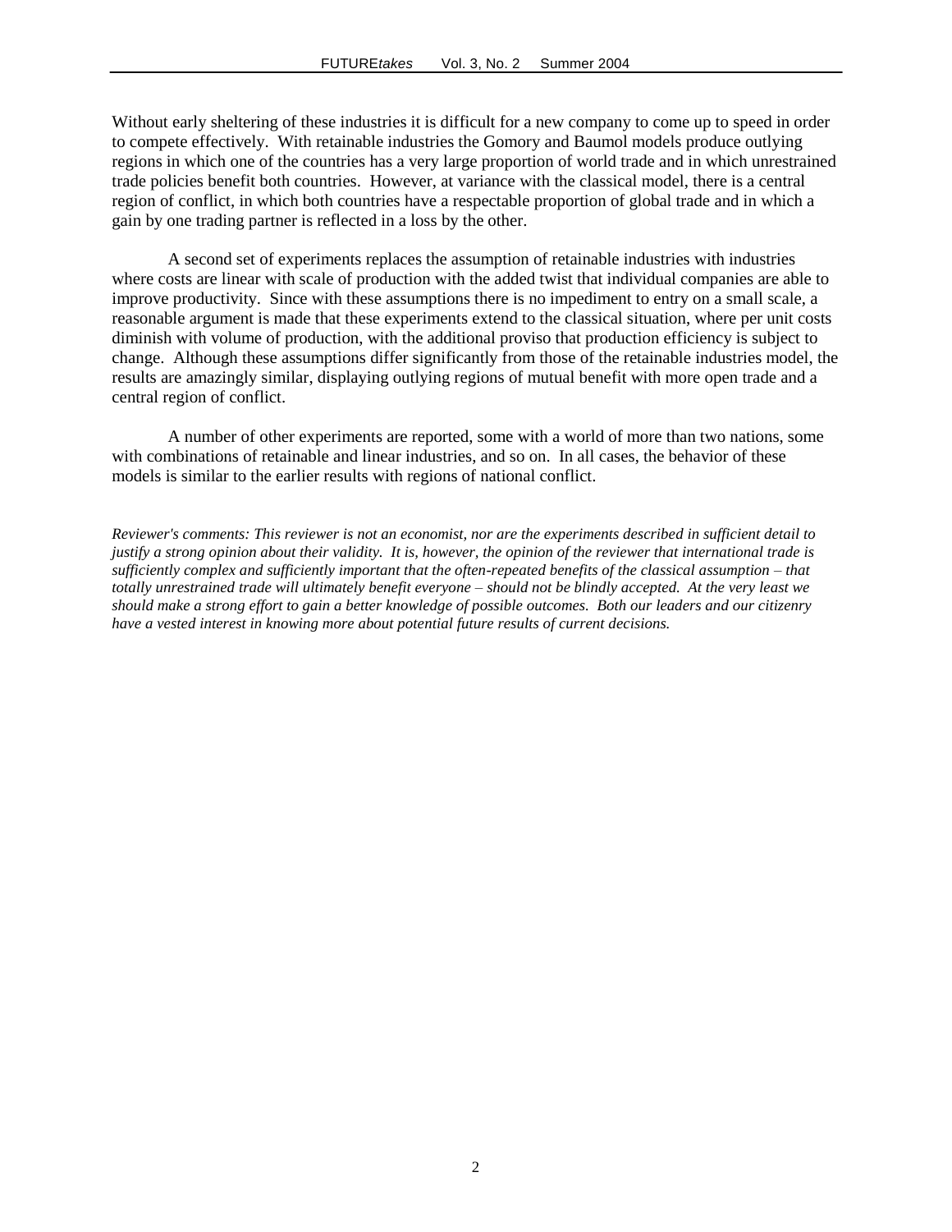Without early sheltering of these industries it is difficult for a new company to come up to speed in order to compete effectively. With retainable industries the Gomory and Baumol models produce outlying regions in which one of the countries has a very large proportion of world trade and in which unrestrained trade policies benefit both countries. However, at variance with the classical model, there is a central region of conflict, in which both countries have a respectable proportion of global trade and in which a gain by one trading partner is reflected in a loss by the other.

A second set of experiments replaces the assumption of retainable industries with industries where costs are linear with scale of production with the added twist that individual companies are able to improve productivity. Since with these assumptions there is no impediment to entry on a small scale, a reasonable argument is made that these experiments extend to the classical situation, where per unit costs diminish with volume of production, with the additional proviso that production efficiency is subject to change. Although these assumptions differ significantly from those of the retainable industries model, the results are amazingly similar, displaying outlying regions of mutual benefit with more open trade and a central region of conflict.

A number of other experiments are reported, some with a world of more than two nations, some with combinations of retainable and linear industries, and so on. In all cases, the behavior of these models is similar to the earlier results with regions of national conflict.

*Reviewer's comments: This reviewer is not an economist, nor are the experiments described in sufficient detail to justify a strong opinion about their validity. It is, however, the opinion of the reviewer that international trade is sufficiently complex and sufficiently important that the often-repeated benefits of the classical assumption – that totally unrestrained trade will ultimately benefit everyone – should not be blindly accepted. At the very least we should make a strong effort to gain a better knowledge of possible outcomes. Both our leaders and our citizenry have a vested interest in knowing more about potential future results of current decisions.*